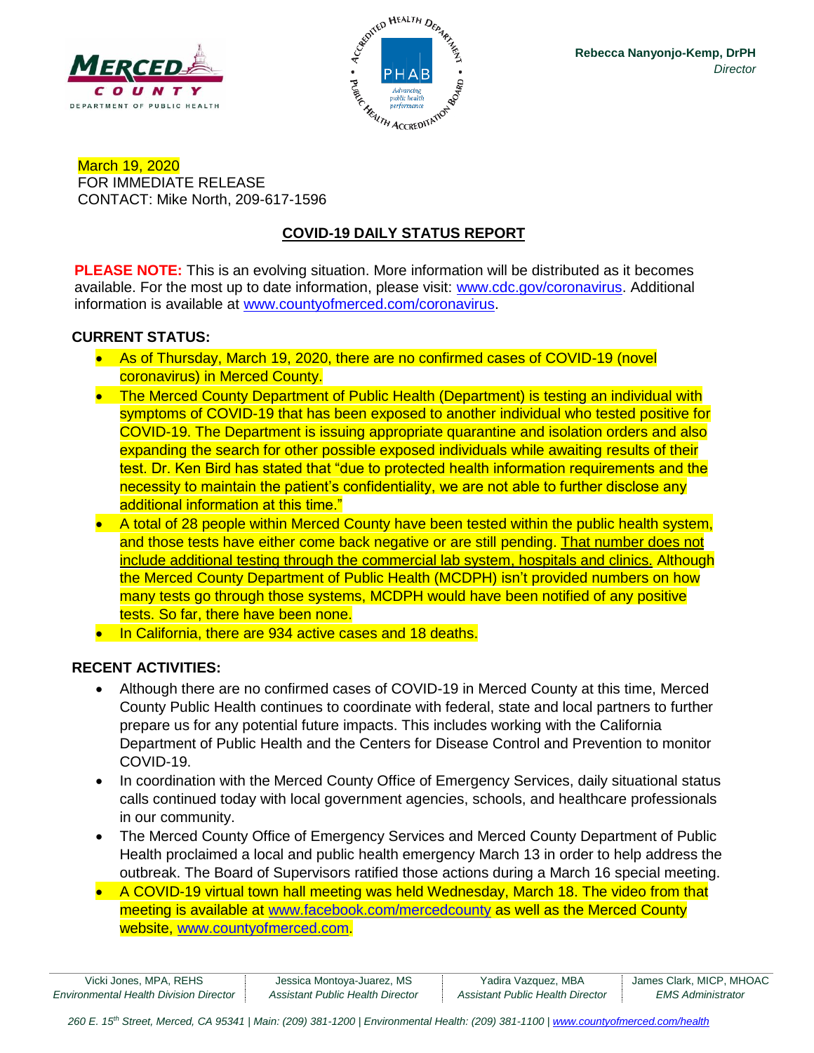Rebecca Nanyonjo-Kemp, DrPH
*Director*

March 19, 2020
FOR IMMEDIATE RELEASE
CONTACT: Mike North, 209-617-1596

## COVID-19 DAILY STATUS REPORT

**PLEASE NOTE:** This is an evolving situation. More information will be distributed as it becomes available. For the most up to date information, please visit: www.cdc.gov/coronavirus. Additional information is available at www.countyofmerced.com/coronavirus.

### CURRENT STATUS:

- As of Thursday, March 19, 2020, there are no confirmed cases of COVID-19 (novel coronavirus) in Merced County.
- The Merced County Department of Public Health (Department) is testing an individual with symptoms of COVID-19 that has been exposed to another individual who tested positive for COVID-19. The Department is issuing appropriate quarantine and isolation orders and also expanding the search for other possible exposed individuals while awaiting results of their test. Dr. Ken Bird has stated that "due to protected health information requirements and the necessity to maintain the patient's confidentiality, we are not able to further disclose any additional information at this time."
- A total of 28 people within Merced County have been tested within the public health system, and those tests have either come back negative or are still pending. That number does not include additional testing through the commercial lab system, hospitals and clinics. Although the Merced County Department of Public Health (MCDPH) isn't provided numbers on how many tests go through those systems, MCDPH would have been notified of any positive tests. So far, there have been none.
- In California, there are 934 active cases and 18 deaths.

### RECENT ACTIVITIES:

- Although there are no confirmed cases of COVID-19 in Merced County at this time, Merced County Public Health continues to coordinate with federal, state and local partners to further prepare us for any potential future impacts. This includes working with the California Department of Public Health and the Centers for Disease Control and Prevention to monitor COVID-19.
- In coordination with the Merced County Office of Emergency Services, daily situational status calls continued today with local government agencies, schools, and healthcare professionals in our community.
- The Merced County Office of Emergency Services and Merced County Department of Public Health proclaimed a local and public health emergency March 13 in order to help address the outbreak. The Board of Supervisors ratified those actions during a March 16 special meeting.
- A COVID-19 virtual town hall meeting was held Wednesday, March 18. The video from that meeting is available at www.facebook.com/mercedcounty as well as the Merced County website, www.countyofmerced.com.

Vicki Jones, MPA, REHS, *Environmental Health Division Director* | Jessica Montoya-Juarez, MS, *Assistant Public Health Director* | Yadira Vazquez, MBA, *Assistant Public Health Director* | James Clark, MICP, MHOAC, *EMS Administrator*

*260 E. 15th Street, Merced, CA 95341 | Main: (209) 381-1200 | Environmental Health: (209) 381-1100 | www.countyofmerced.com/health*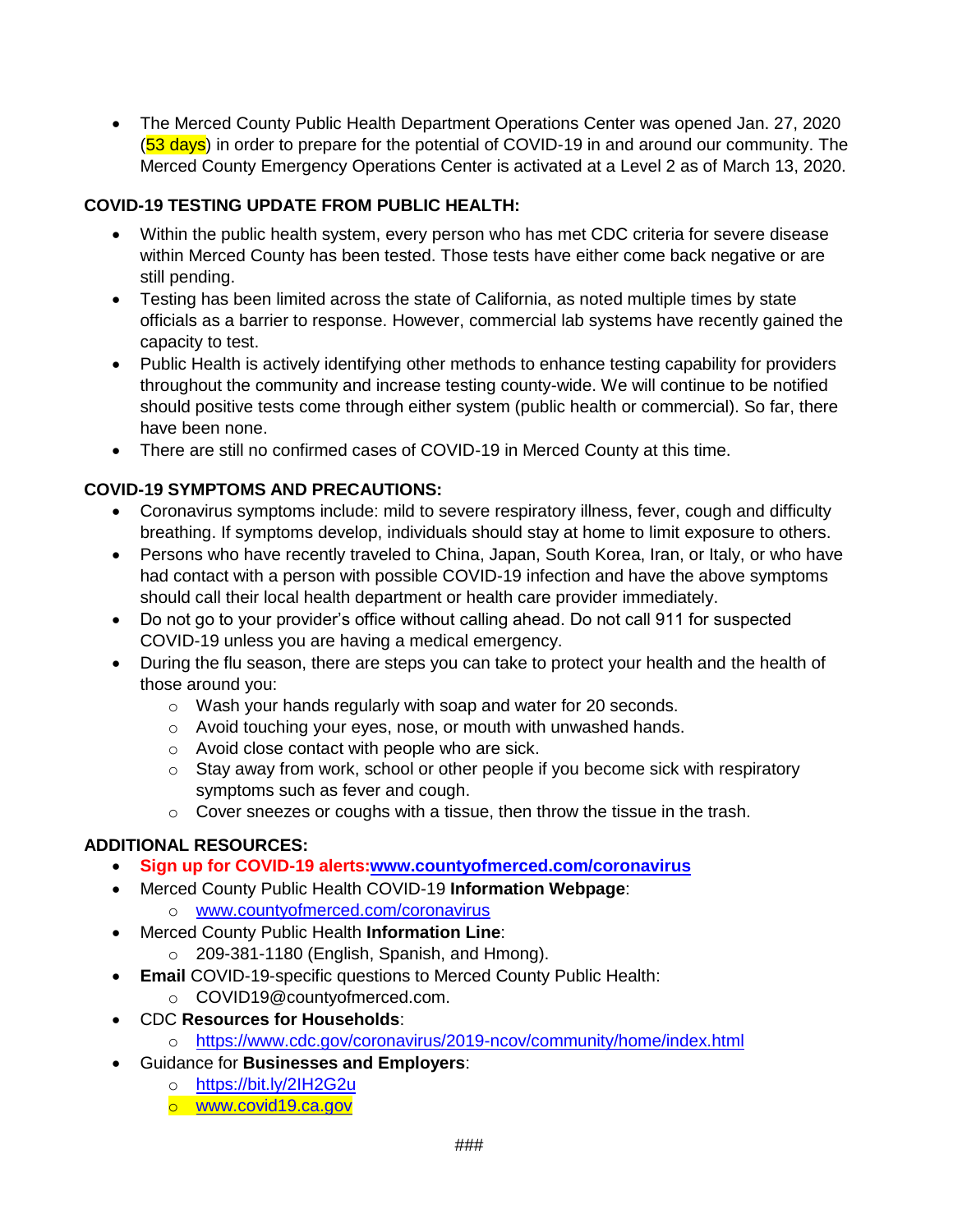- The Merced County Public Health Department Operations Center was opened Jan. 27, 2020 (53 days) in order to prepare for the potential of COVID-19 in and around our community. The Merced County Emergency Operations Center is activated at a Level 2 as of March 13, 2020.

**COVID-19 TESTING UPDATE FROM PUBLIC HEALTH:**

- Within the public health system, every person who has met CDC criteria for severe disease within Merced County has been tested. Those tests have either come back negative or are still pending.
- Testing has been limited across the state of California, as noted multiple times by state officials as a barrier to response. However, commercial lab systems have recently gained the capacity to test.
- Public Health is actively identifying other methods to enhance testing capability for providers throughout the community and increase testing county-wide. We will continue to be notified should positive tests come through either system (public health or commercial). So far, there have been none.
- There are still no confirmed cases of COVID-19 in Merced County at this time.

**COVID-19 SYMPTOMS AND PRECAUTIONS:**

- Coronavirus symptoms include: mild to severe respiratory illness, fever, cough and difficulty breathing. If symptoms develop, individuals should stay at home to limit exposure to others.
- Persons who have recently traveled to China, Japan, South Korea, Iran, or Italy, or who have had contact with a person with possible COVID-19 infection and have the above symptoms should call their local health department or health care provider immediately.
- Do not go to your provider's office without calling ahead. Do not call 911 for suspected COVID-19 unless you are having a medical emergency.
- During the flu season, there are steps you can take to protect your health and the health of those around you:
  - Wash your hands regularly with soap and water for 20 seconds.
  - Avoid touching your eyes, nose, or mouth with unwashed hands.
  - Avoid close contact with people who are sick.
  - Stay away from work, school or other people if you become sick with respiratory symptoms such as fever and cough.
  - Cover sneezes or coughs with a tissue, then throw the tissue in the trash.

**ADDITIONAL RESOURCES:**

- **Sign up for COVID-19 alerts:[www.countyofmerced.com/coronavirus](www.countyofmerced.com/coronavirus)**
- Merced County Public Health COVID-19 **Information Webpage**:
  - [www.countyofmerced.com/coronavirus](www.countyofmerced.com/coronavirus)
- Merced County Public Health **Information Line**:
  - 209-381-1180 (English, Spanish, and Hmong).
- **Email** COVID-19-specific questions to Merced County Public Health:
  - COVID19@countyofmerced.com.
- CDC **Resources for Households**:
  - [https://www.cdc.gov/coronavirus/2019-ncov/community/home/index.html](https://www.cdc.gov/coronavirus/2019-ncov/community/home/index.html)
- Guidance for **Businesses and Employers**:
  - [https://bit.ly/2IH2G2u](https://bit.ly/2IH2G2u)
  - [www.covid19.ca.gov](www.covid19.ca.gov)

###